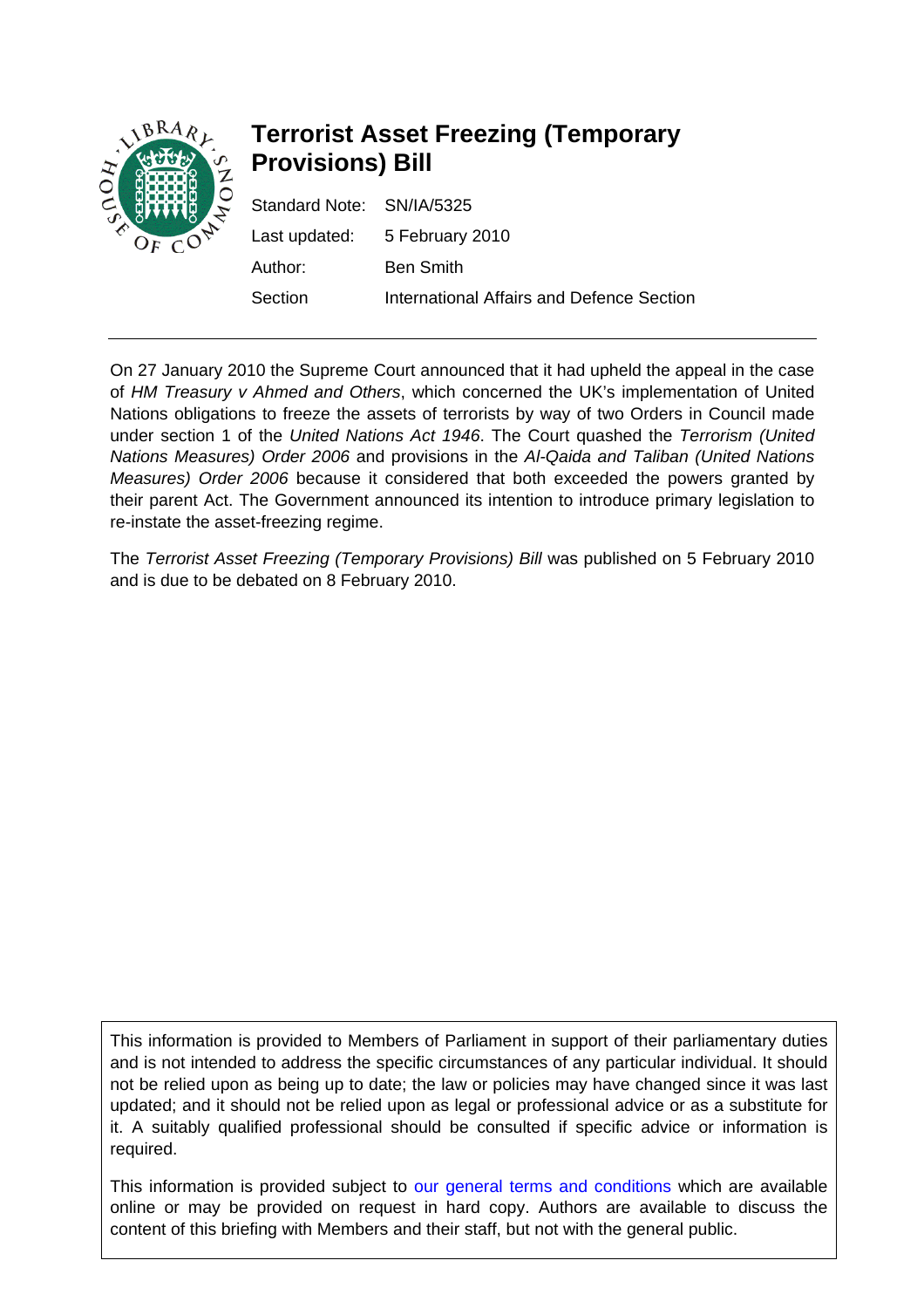# Terrorist Asset Freezing (Temporary Provisions) Bill

Standard Note: SN/IA/5325

Last updated: 5 February 2010

Author: Ben Smith

Section: International Affairs and Defence Section

---

On 27 January 2010 the Supreme Court announced that it had upheld the appeal in the case of *HM Treasury v Ahmed and Others*, which concerned the UK's implementation of United Nations obligations to freeze the assets of terrorists by way of two Orders in Council made under section 1 of the *United Nations Act 1946*. The Court quashed the *Terrorism (United Nations Measures) Order 2006* and provisions in the *Al-Qaida and Taliban (United Nations Measures) Order 2006* because it considered that both exceeded the powers granted by their parent Act. The Government announced its intention to introduce primary legislation to re-instate the asset-freezing regime.

The *Terrorist Asset Freezing (Temporary Provisions) Bill* was published on 5 February 2010 and is due to be debated on 8 February 2010.

---

This information is provided to Members of Parliament in support of their parliamentary duties and is not intended to address the specific circumstances of any particular individual. It should not be relied upon as being up to date; the law or policies may have changed since it was last updated; and it should not be relied upon as legal or professional advice or as a substitute for it. A suitably qualified professional should be consulted if specific advice or information is required.

This information is provided subject to our general terms and conditions which are available online or may be provided on request in hard copy. Authors are available to discuss the content of this briefing with Members and their staff, but not with the general public.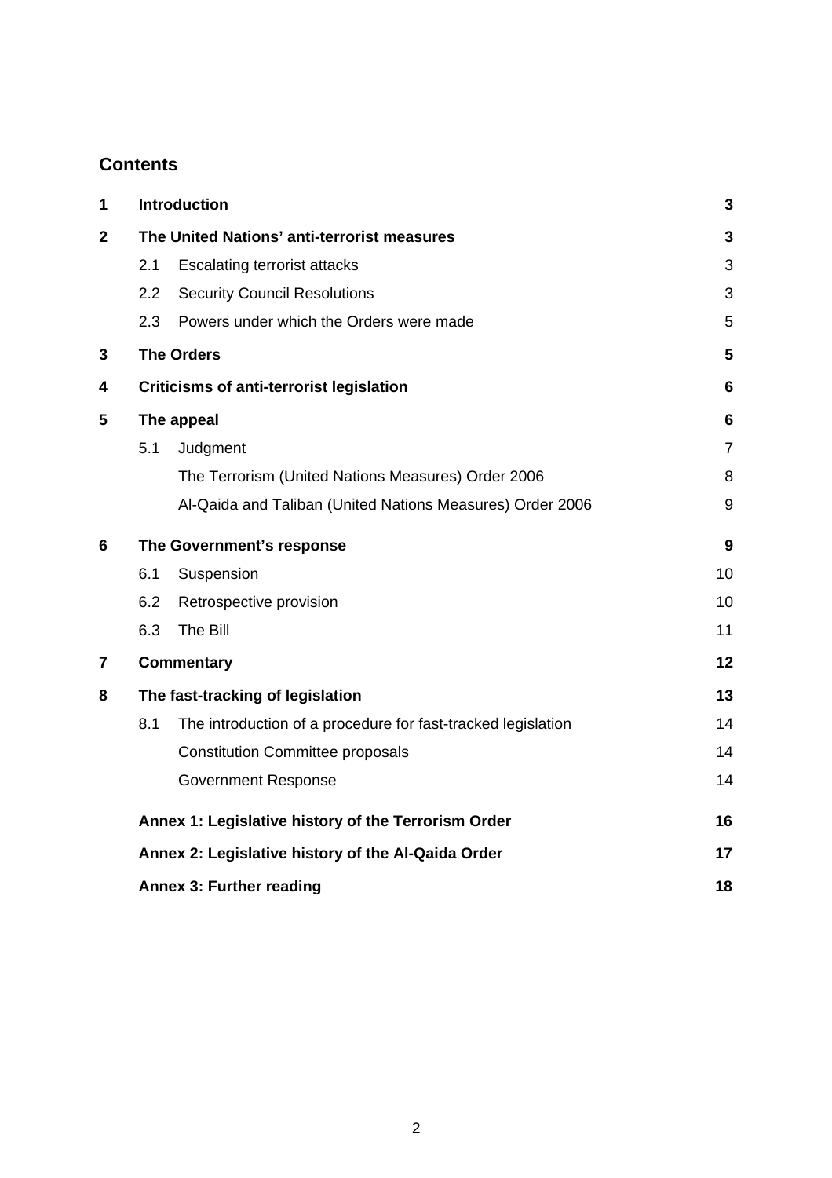## Contents

| | | | |
|---|---|---|---|
| **1** | **Introduction** | | **3** |
| **2** | **The United Nations' anti-terrorist measures** | | **3** |
| | 2.1 | Escalating terrorist attacks | 3 |
| | 2.2 | Security Council Resolutions | 3 |
| | 2.3 | Powers under which the Orders were made | 5 |
| **3** | **The Orders** | | **5** |
| **4** | **Criticisms of anti-terrorist legislation** | | **6** |
| **5** | **The appeal** | | **6** |
| | 5.1 | Judgment | 7 |
| | | The Terrorism (United Nations Measures) Order 2006 | 8 |
| | | Al-Qaida and Taliban (United Nations Measures) Order 2006 | 9 |
| **6** | **The Government's response** | | **9** |
| | 6.1 | Suspension | 10 |
| | 6.2 | Retrospective provision | 10 |
| | 6.3 | The Bill | 11 |
| **7** | **Commentary** | | **12** |
| **8** | **The fast-tracking of legislation** | | **13** |
| | 8.1 | The introduction of a procedure for fast-tracked legislation | 14 |
| | | Constitution Committee proposals | 14 |
| | | Government Response | 14 |
| | **Annex 1: Legislative history of the Terrorism Order** | | **16** |
| | **Annex 2: Legislative history of the Al-Qaida Order** | | **17** |
| | **Annex 3: Further reading** | | **18** |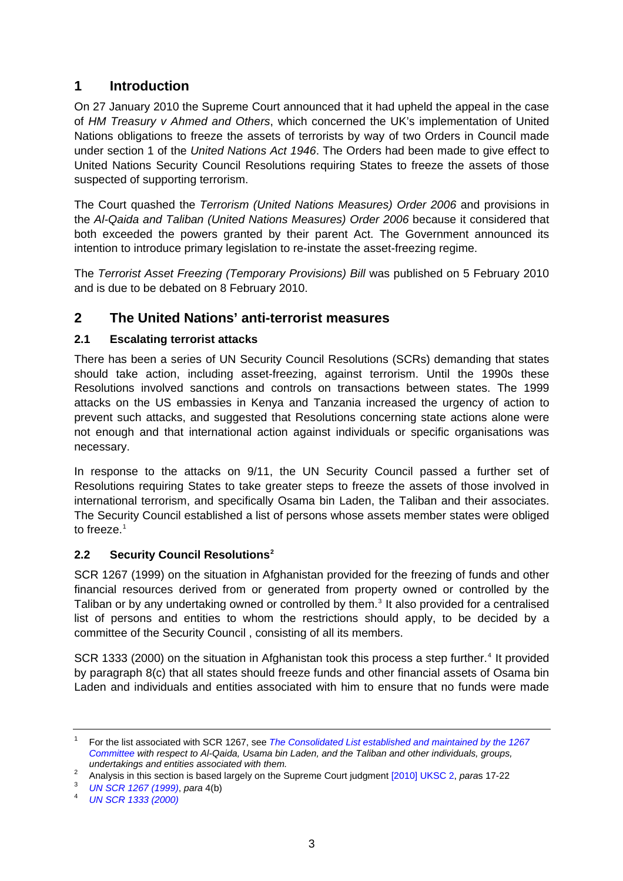## 1 Introduction

On 27 January 2010 the Supreme Court announced that it had upheld the appeal in the case of *HM Treasury v Ahmed and Others*, which concerned the UK's implementation of United Nations obligations to freeze the assets of terrorists by way of two Orders in Council made under section 1 of the *United Nations Act 1946*. The Orders had been made to give effect to United Nations Security Council Resolutions requiring States to freeze the assets of those suspected of supporting terrorism.

The Court quashed the *Terrorism (United Nations Measures) Order 2006* and provisions in the *Al-Qaida and Taliban (United Nations Measures) Order 2006* because it considered that both exceeded the powers granted by their parent Act. The Government announced its intention to introduce primary legislation to re-instate the asset-freezing regime.

The *Terrorist Asset Freezing (Temporary Provisions) Bill* was published on 5 February 2010 and is due to be debated on 8 February 2010.

## 2 The United Nations' anti-terrorist measures

### 2.1 Escalating terrorist attacks

There has been a series of UN Security Council Resolutions (SCRs) demanding that states should take action, including asset-freezing, against terrorism. Until the 1990s these Resolutions involved sanctions and controls on transactions between states. The 1999 attacks on the US embassies in Kenya and Tanzania increased the urgency of action to prevent such attacks, and suggested that Resolutions concerning state actions alone were not enough and that international action against individuals or specific organisations was necessary.

In response to the attacks on 9/11, the UN Security Council passed a further set of Resolutions requiring States to take greater steps to freeze the assets of those involved in international terrorism, and specifically Osama bin Laden, the Taliban and their associates. The Security Council established a list of persons whose assets member states were obliged to freeze.[1]

### 2.2 Security Council Resolutions[2]

SCR 1267 (1999) on the situation in Afghanistan provided for the freezing of funds and other financial resources derived from or generated from property owned or controlled by the Taliban or by any undertaking owned or controlled by them.[3] It also provided for a centralised list of persons and entities to whom the restrictions should apply, to be decided by a committee of the Security Council , consisting of all its members.

SCR 1333 (2000) on the situation in Afghanistan took this process a step further.[4] It provided by paragraph 8(c) that all states should freeze funds and other financial assets of Osama bin Laden and individuals and entities associated with him to ensure that no funds were made

---

[1] For the list associated with SCR 1267, see *The Consolidated List established and maintained by the 1267 Committee with respect to Al-Qaida, Usama bin Laden, and the Taliban and other individuals, groups, undertakings and entities associated with them.*

[2] Analysis in this section is based largely on the Supreme Court judgment [2010] UKSC 2, *paras* 17-22

[3] *UN SCR 1267 (1999)*, *para* 4(b)

[4] *UN SCR 1333 (2000)*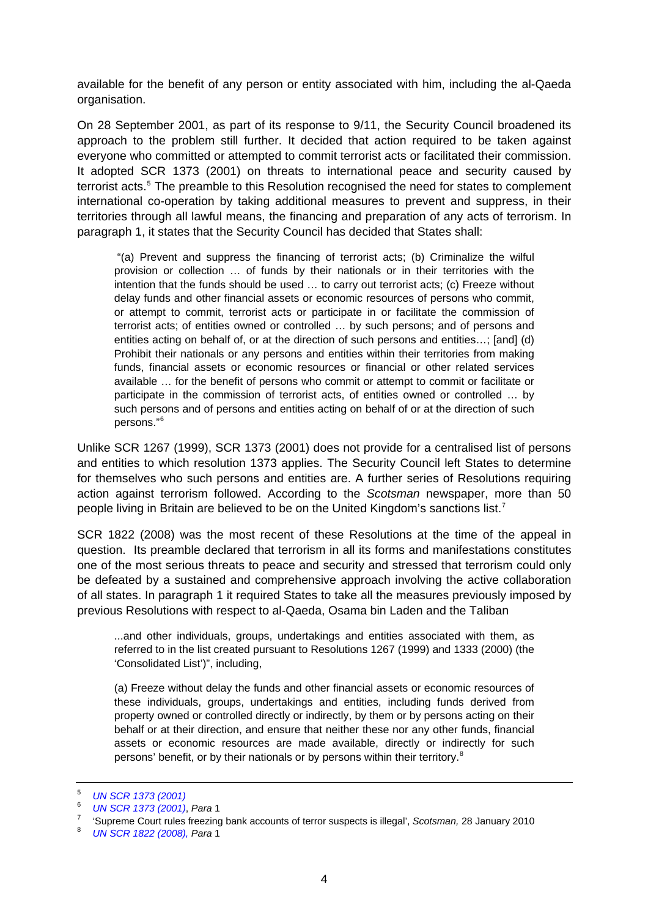available for the benefit of any person or entity associated with him, including the al-Qaeda organisation.

On 28 September 2001, as part of its response to 9/11, the Security Council broadened its approach to the problem still further. It decided that action required to be taken against everyone who committed or attempted to commit terrorist acts or facilitated their commission. It adopted SCR 1373 (2001) on threats to international peace and security caused by terrorist acts.[5] The preamble to this Resolution recognised the need for states to complement international co-operation by taking additional measures to prevent and suppress, in their territories through all lawful means, the financing and preparation of any acts of terrorism. In paragraph 1, it states that the Security Council has decided that States shall:

> "(a) Prevent and suppress the financing of terrorist acts; (b) Criminalize the wilful provision or collection … of funds by their nationals or in their territories with the intention that the funds should be used … to carry out terrorist acts; (c) Freeze without delay funds and other financial assets or economic resources of persons who commit, or attempt to commit, terrorist acts or participate in or facilitate the commission of terrorist acts; of entities owned or controlled … by such persons; and of persons and entities acting on behalf of, or at the direction of such persons and entities…; [and] (d) Prohibit their nationals or any persons and entities within their territories from making funds, financial assets or economic resources or financial or other related services available … for the benefit of persons who commit or attempt to commit or facilitate or participate in the commission of terrorist acts, of entities owned or controlled … by such persons and of persons and entities acting on behalf of or at the direction of such persons."[6]

Unlike SCR 1267 (1999), SCR 1373 (2001) does not provide for a centralised list of persons and entities to which resolution 1373 applies. The Security Council left States to determine for themselves who such persons and entities are. A further series of Resolutions requiring action against terrorism followed. According to the *Scotsman* newspaper, more than 50 people living in Britain are believed to be on the United Kingdom's sanctions list.[7]

SCR 1822 (2008) was the most recent of these Resolutions at the time of the appeal in question. Its preamble declared that terrorism in all its forms and manifestations constitutes one of the most serious threats to peace and security and stressed that terrorism could only be defeated by a sustained and comprehensive approach involving the active collaboration of all states. In paragraph 1 it required States to take all the measures previously imposed by previous Resolutions with respect to al-Qaeda, Osama bin Laden and the Taliban

> ...and other individuals, groups, undertakings and entities associated with them, as referred to in the list created pursuant to Resolutions 1267 (1999) and 1333 (2000) (the 'Consolidated List')", including,
>
> (a) Freeze without delay the funds and other financial assets or economic resources of these individuals, groups, undertakings and entities, including funds derived from property owned or controlled directly or indirectly, by them or by persons acting on their behalf or at their direction, and ensure that neither these nor any other funds, financial assets or economic resources are made available, directly or indirectly for such persons' benefit, or by their nationals or by persons within their territory.[8]

---

[5] *UN SCR 1373 (2001)*

[6] *UN SCR 1373 (2001)*, *Para* 1

[7] 'Supreme Court rules freezing bank accounts of terror suspects is illegal', *Scotsman,* 28 January 2010

[8] *UN SCR 1822 (2008), Para* 1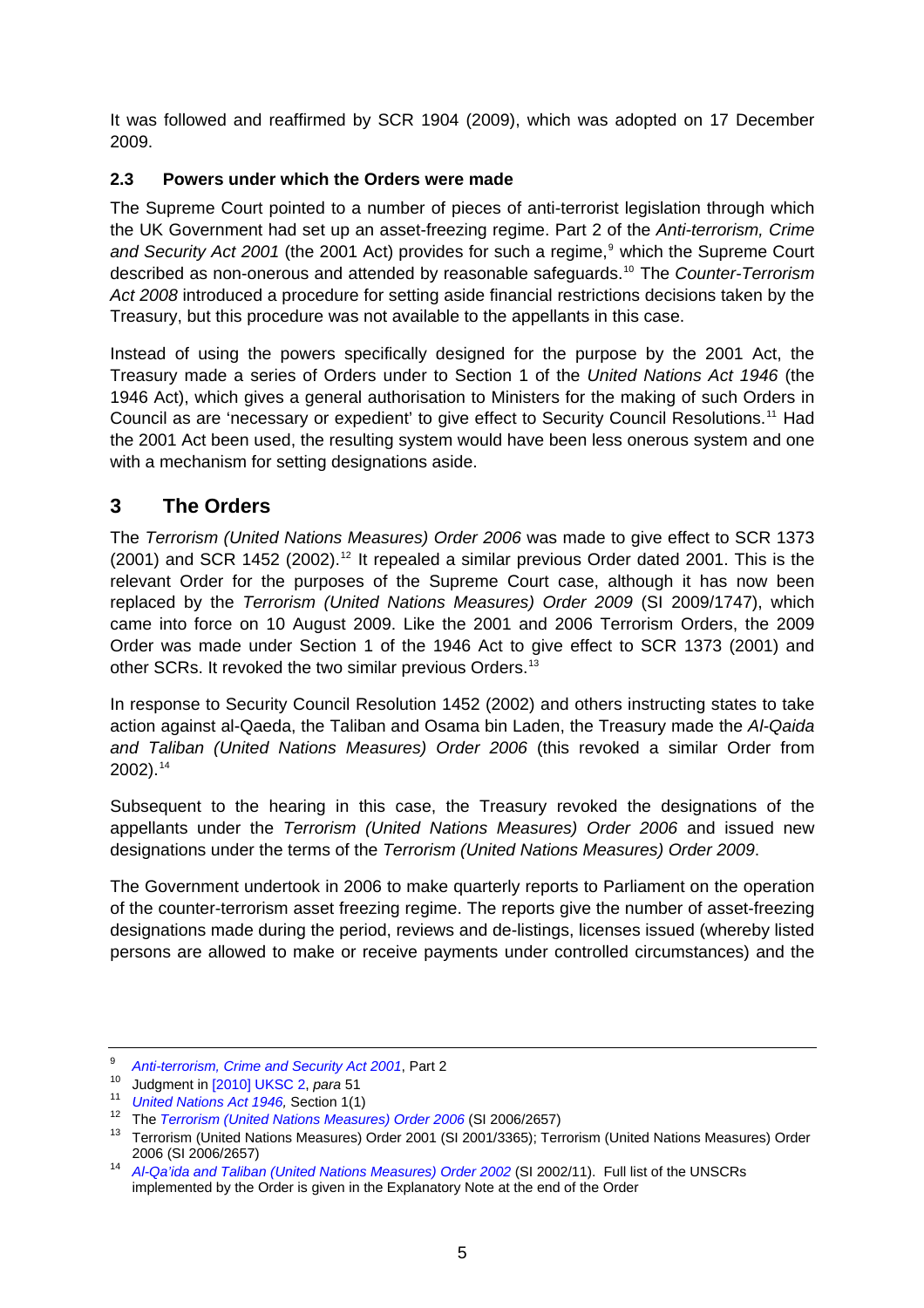It was followed and reaffirmed by SCR 1904 (2009), which was adopted on 17 December 2009.

### 2.3 Powers under which the Orders were made

The Supreme Court pointed to a number of pieces of anti-terrorist legislation through which the UK Government had set up an asset-freezing regime. Part 2 of the *Anti-terrorism, Crime and Security Act 2001* (the 2001 Act) provides for such a regime,[9] which the Supreme Court described as non-onerous and attended by reasonable safeguards.[10] The *Counter-Terrorism Act 2008* introduced a procedure for setting aside financial restrictions decisions taken by the Treasury, but this procedure was not available to the appellants in this case.

Instead of using the powers specifically designed for the purpose by the 2001 Act, the Treasury made a series of Orders under to Section 1 of the *United Nations Act 1946* (the 1946 Act), which gives a general authorisation to Ministers for the making of such Orders in Council as are 'necessary or expedient' to give effect to Security Council Resolutions.[11] Had the 2001 Act been used, the resulting system would have been less onerous system and one with a mechanism for setting designations aside.

## 3 The Orders

The *Terrorism (United Nations Measures) Order 2006* was made to give effect to SCR 1373 (2001) and SCR 1452 (2002).[12] It repealed a similar previous Order dated 2001. This is the relevant Order for the purposes of the Supreme Court case, although it has now been replaced by the *Terrorism (United Nations Measures) Order 2009* (SI 2009/1747), which came into force on 10 August 2009. Like the 2001 and 2006 Terrorism Orders, the 2009 Order was made under Section 1 of the 1946 Act to give effect to SCR 1373 (2001) and other SCRs. It revoked the two similar previous Orders.[13]

In response to Security Council Resolution 1452 (2002) and others instructing states to take action against al-Qaeda, the Taliban and Osama bin Laden, the Treasury made the *Al-Qaida and Taliban (United Nations Measures) Order 2006* (this revoked a similar Order from 2002).[14]

Subsequent to the hearing in this case, the Treasury revoked the designations of the appellants under the *Terrorism (United Nations Measures) Order 2006* and issued new designations under the terms of the *Terrorism (United Nations Measures) Order 2009*.

The Government undertook in 2006 to make quarterly reports to Parliament on the operation of the counter-terrorism asset freezing regime. The reports give the number of asset-freezing designations made during the period, reviews and de-listings, licenses issued (whereby listed persons are allowed to make or receive payments under controlled circumstances) and the

---

[9] *Anti-terrorism, Crime and Security Act 2001*, Part 2

[10] Judgment in [2010] UKSC 2, *para* 51

[11] *United Nations Act 1946,* Section 1(1)

[12] The *Terrorism (United Nations Measures) Order 2006* (SI 2006/2657)

[13] Terrorism (United Nations Measures) Order 2001 (SI 2001/3365); Terrorism (United Nations Measures) Order 2006 (SI 2006/2657)

[14] *Al-Qa'ida and Taliban (United Nations Measures) Order 2002* (SI 2002/11). Full list of the UNSCRs implemented by the Order is given in the Explanatory Note at the end of the Order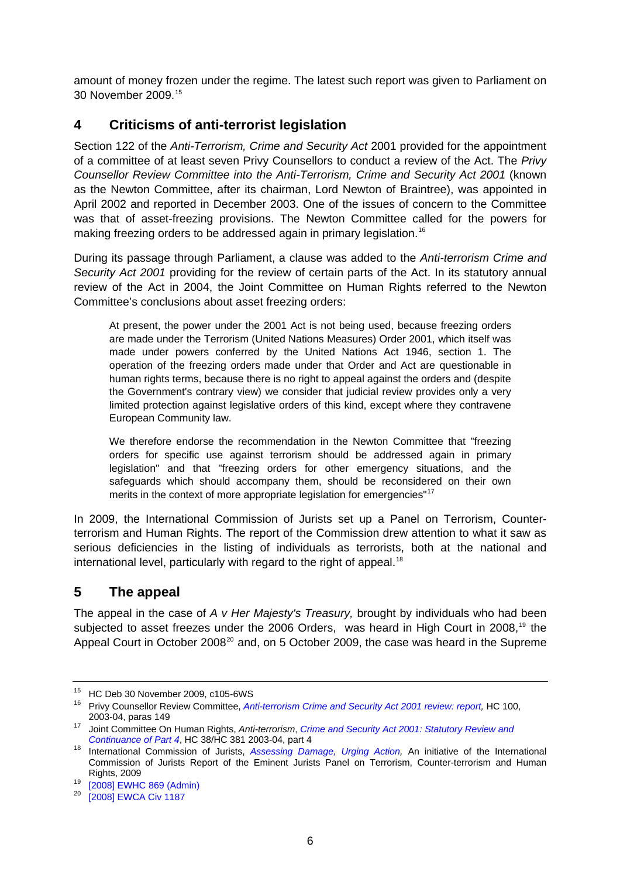amount of money frozen under the regime. The latest such report was given to Parliament on 30 November 2009.[15]

## 4 Criticisms of anti-terrorist legislation

Section 122 of the *Anti-Terrorism, Crime and Security Act* 2001 provided for the appointment of a committee of at least seven Privy Counsellors to conduct a review of the Act. The *Privy Counsellor Review Committee into the Anti-Terrorism, Crime and Security Act 2001* (known as the Newton Committee, after its chairman, Lord Newton of Braintree), was appointed in April 2002 and reported in December 2003. One of the issues of concern to the Committee was that of asset-freezing provisions. The Newton Committee called for the powers for making freezing orders to be addressed again in primary legislation.[16]

During its passage through Parliament, a clause was added to the *Anti-terrorism Crime and Security Act 2001* providing for the review of certain parts of the Act. In its statutory annual review of the Act in 2004, the Joint Committee on Human Rights referred to the Newton Committee's conclusions about asset freezing orders:

> At present, the power under the 2001 Act is not being used, because freezing orders are made under the Terrorism (United Nations Measures) Order 2001, which itself was made under powers conferred by the United Nations Act 1946, section 1. The operation of the freezing orders made under that Order and Act are questionable in human rights terms, because there is no right to appeal against the orders and (despite the Government's contrary view) we consider that judicial review provides only a very limited protection against legislative orders of this kind, except where they contravene European Community law.
>
> We therefore endorse the recommendation in the Newton Committee that "freezing orders for specific use against terrorism should be addressed again in primary legislation" and that "freezing orders for other emergency situations, and the safeguards which should accompany them, should be reconsidered on their own merits in the context of more appropriate legislation for emergencies"[17]

In 2009, the International Commission of Jurists set up a Panel on Terrorism, Counter-terrorism and Human Rights. The report of the Commission drew attention to what it saw as serious deficiencies in the listing of individuals as terrorists, both at the national and international level, particularly with regard to the right of appeal.[18]

## 5 The appeal

The appeal in the case of *A v Her Majesty's Treasury,* brought by individuals who had been subjected to asset freezes under the 2006 Orders, was heard in High Court in 2008,[19] the Appeal Court in October 2008[20] and, on 5 October 2009, the case was heard in the Supreme

---

[15] HC Deb 30 November 2009, c105-6WS

[16] Privy Counsellor Review Committee, *Anti-terrorism Crime and Security Act 2001 review: report,* HC 100, 2003-04, paras 149

[17] Joint Committee On Human Rights, *Anti-terrorism*, *Crime and Security Act 2001: Statutory Review and Continuance of Part 4*, HC 38/HC 381 2003-04, part 4

[18] International Commission of Jurists, *Assessing Damage, Urging Action,* An initiative of the International Commission of Jurists Report of the Eminent Jurists Panel on Terrorism, Counter-terrorism and Human Rights, 2009

[19] [2008] EWHC 869 (Admin)

[20] [2008] EWCA Civ 1187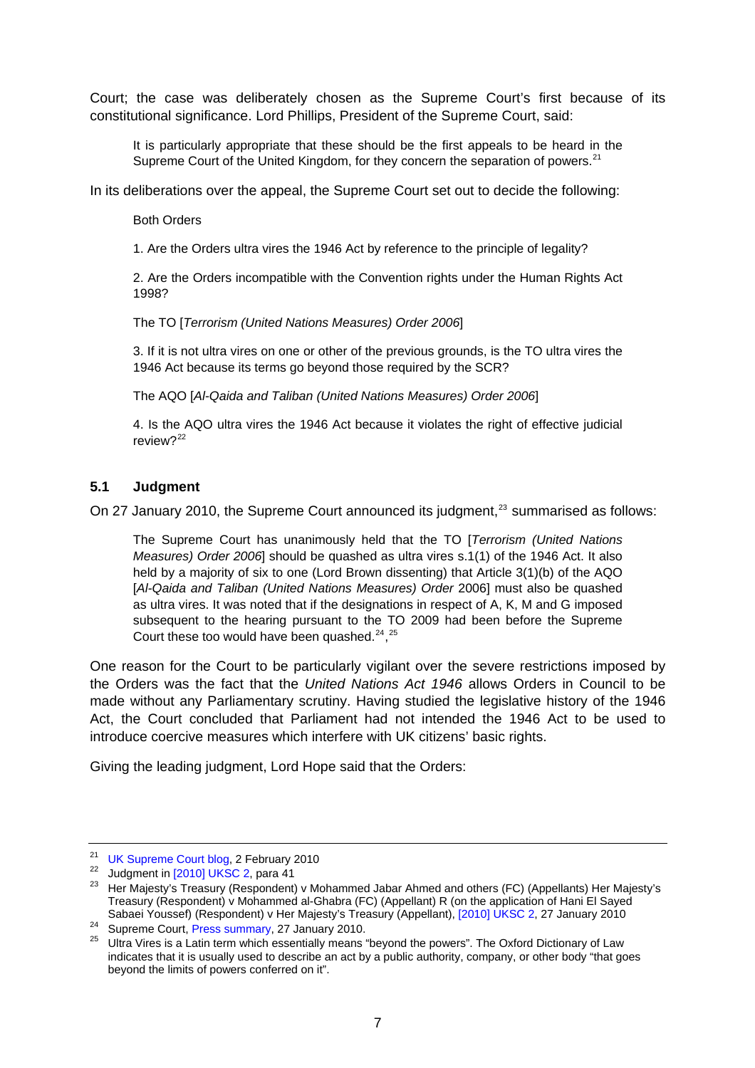Court; the case was deliberately chosen as the Supreme Court's first because of its constitutional significance. Lord Phillips, President of the Supreme Court, said:

> It is particularly appropriate that these should be the first appeals to be heard in the Supreme Court of the United Kingdom, for they concern the separation of powers.[21]

In its deliberations over the appeal, the Supreme Court set out to decide the following:

> Both Orders
>
> 1. Are the Orders ultra vires the 1946 Act by reference to the principle of legality?
>
> 2. Are the Orders incompatible with the Convention rights under the Human Rights Act 1998?
>
> The TO [*Terrorism (United Nations Measures) Order 2006*]
>
> 3. If it is not ultra vires on one or other of the previous grounds, is the TO ultra vires the 1946 Act because its terms go beyond those required by the SCR?
>
> The AQO [*Al-Qaida and Taliban (United Nations Measures) Order 2006*]
>
> 4. Is the AQO ultra vires the 1946 Act because it violates the right of effective judicial review?[22]

### 5.1 Judgment

On 27 January 2010, the Supreme Court announced its judgment,[23] summarised as follows:

> The Supreme Court has unanimously held that the TO [*Terrorism (United Nations Measures) Order 2006*] should be quashed as ultra vires s.1(1) of the 1946 Act. It also held by a majority of six to one (Lord Brown dissenting) that Article 3(1)(b) of the AQO [*Al-Qaida and Taliban (United Nations Measures) Order* 2006] must also be quashed as ultra vires. It was noted that if the designations in respect of A, K, M and G imposed subsequent to the hearing pursuant to the TO 2009 had been before the Supreme Court these too would have been quashed.[24],[25]

One reason for the Court to be particularly vigilant over the severe restrictions imposed by the Orders was the fact that the *United Nations Act 1946* allows Orders in Council to be made without any Parliamentary scrutiny. Having studied the legislative history of the 1946 Act, the Court concluded that Parliament had not intended the 1946 Act to be used to introduce coercive measures which interfere with UK citizens' basic rights.

Giving the leading judgment, Lord Hope said that the Orders:

---

[21] UK Supreme Court blog, 2 February 2010

[22] Judgment in [2010] UKSC 2, para 41

[23] Her Majesty's Treasury (Respondent) v Mohammed Jabar Ahmed and others (FC) (Appellants) Her Majesty's Treasury (Respondent) v Mohammed al-Ghabra (FC) (Appellant) R (on the application of Hani El Sayed Sabaei Youssef) (Respondent) v Her Majesty's Treasury (Appellant), [2010] UKSC 2, 27 January 2010

[24] Supreme Court, Press summary, 27 January 2010.

[25] Ultra Vires is a Latin term which essentially means "beyond the powers". The Oxford Dictionary of Law indicates that it is usually used to describe an act by a public authority, company, or other body "that goes beyond the limits of powers conferred on it".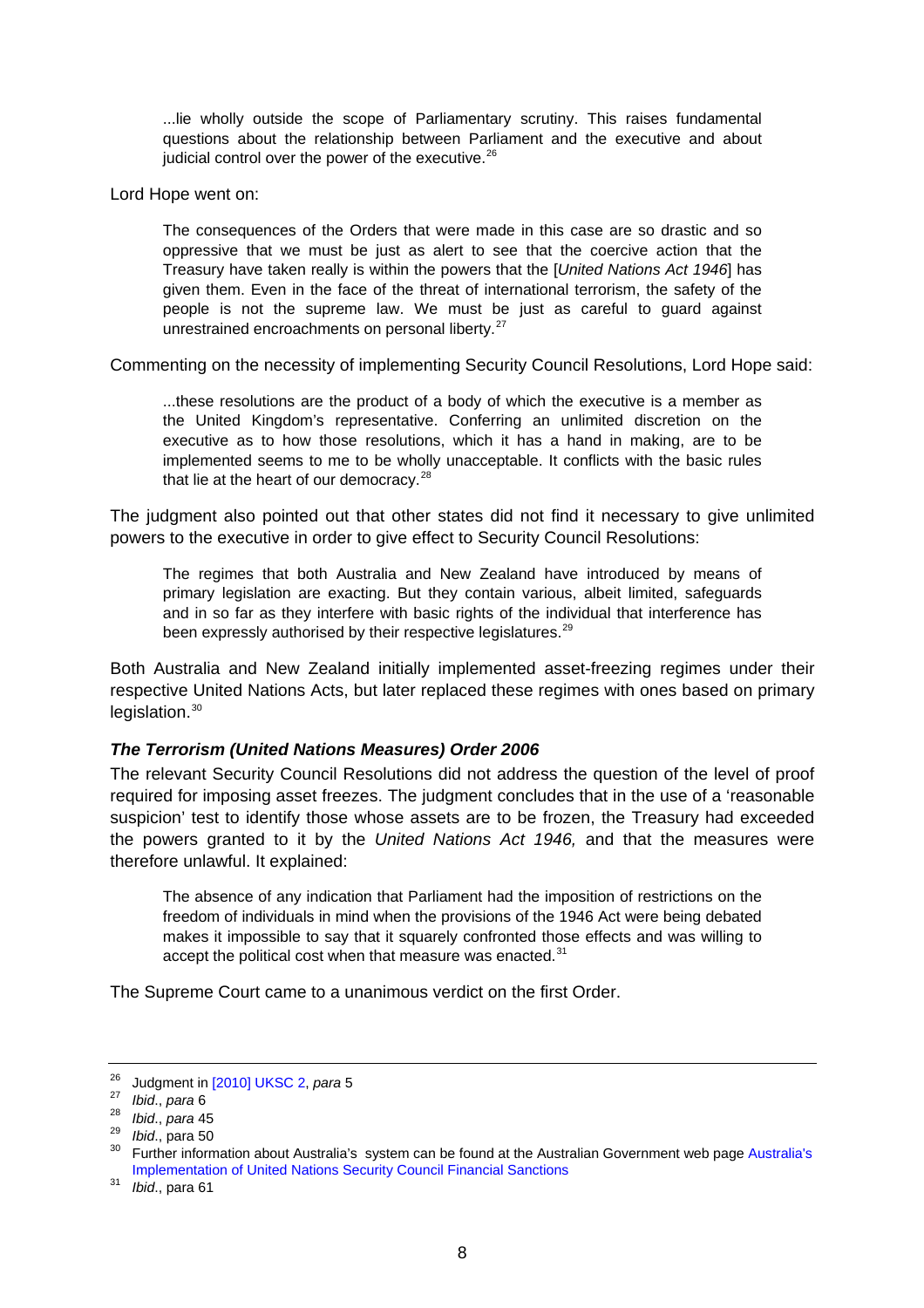> ...lie wholly outside the scope of Parliamentary scrutiny. This raises fundamental questions about the relationship between Parliament and the executive and about judicial control over the power of the executive.[26]

Lord Hope went on:

> The consequences of the Orders that were made in this case are so drastic and so oppressive that we must be just as alert to see that the coercive action that the Treasury have taken really is within the powers that the [*United Nations Act 1946*] has given them. Even in the face of the threat of international terrorism, the safety of the people is not the supreme law. We must be just as careful to guard against unrestrained encroachments on personal liberty.[27]

Commenting on the necessity of implementing Security Council Resolutions, Lord Hope said:

> ...these resolutions are the product of a body of which the executive is a member as the United Kingdom's representative. Conferring an unlimited discretion on the executive as to how those resolutions, which it has a hand in making, are to be implemented seems to me to be wholly unacceptable. It conflicts with the basic rules that lie at the heart of our democracy.[28]

The judgment also pointed out that other states did not find it necessary to give unlimited powers to the executive in order to give effect to Security Council Resolutions:

> The regimes that both Australia and New Zealand have introduced by means of primary legislation are exacting. But they contain various, albeit limited, safeguards and in so far as they interfere with basic rights of the individual that interference has been expressly authorised by their respective legislatures.[29]

Both Australia and New Zealand initially implemented asset-freezing regimes under their respective United Nations Acts, but later replaced these regimes with ones based on primary legislation.[30]

### *The Terrorism (United Nations Measures) Order 2006*

The relevant Security Council Resolutions did not address the question of the level of proof required for imposing asset freezes. The judgment concludes that in the use of a 'reasonable suspicion' test to identify those whose assets are to be frozen, the Treasury had exceeded the powers granted to it by the *United Nations Act 1946,* and that the measures were therefore unlawful. It explained:

> The absence of any indication that Parliament had the imposition of restrictions on the freedom of individuals in mind when the provisions of the 1946 Act were being debated makes it impossible to say that it squarely confronted those effects and was willing to accept the political cost when that measure was enacted.[31]

The Supreme Court came to a unanimous verdict on the first Order.

---

[26] Judgment in [2010] UKSC 2, *para* 5

[27] *Ibid*., *para* 6

[28] *Ibid*., *para* 45

[29] *Ibid*., para 50

[30] Further information about Australia's system can be found at the Australian Government web page Australia's Implementation of United Nations Security Council Financial Sanctions

[31] *Ibid*., para 61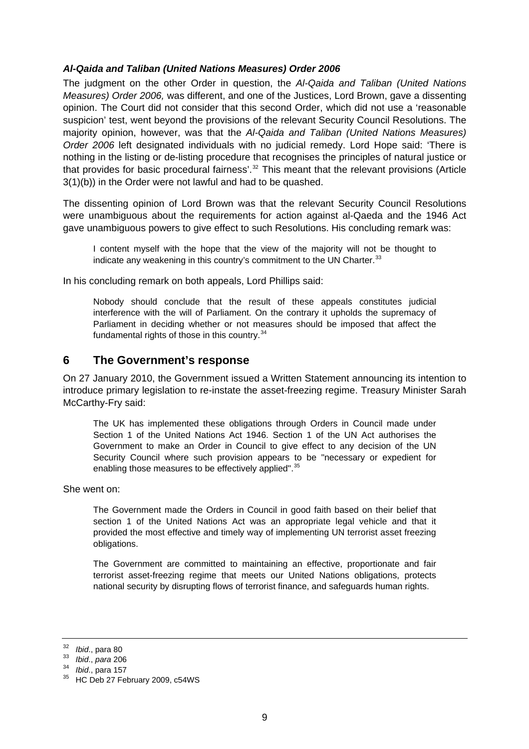### *Al-Qaida and Taliban (United Nations Measures) Order 2006*

The judgment on the other Order in question, the *Al-Qaida and Taliban (United Nations Measures) Order 2006,* was different, and one of the Justices, Lord Brown, gave a dissenting opinion. The Court did not consider that this second Order, which did not use a 'reasonable suspicion' test, went beyond the provisions of the relevant Security Council Resolutions. The majority opinion, however, was that the *Al-Qaida and Taliban (United Nations Measures) Order 2006* left designated individuals with no judicial remedy. Lord Hope said: 'There is nothing in the listing or de-listing procedure that recognises the principles of natural justice or that provides for basic procedural fairness'.[32] This meant that the relevant provisions (Article 3(1)(b)) in the Order were not lawful and had to be quashed.

The dissenting opinion of Lord Brown was that the relevant Security Council Resolutions were unambiguous about the requirements for action against al-Qaeda and the 1946 Act gave unambiguous powers to give effect to such Resolutions. His concluding remark was:

> I content myself with the hope that the view of the majority will not be thought to indicate any weakening in this country's commitment to the UN Charter.[33]

In his concluding remark on both appeals, Lord Phillips said:

> Nobody should conclude that the result of these appeals constitutes judicial interference with the will of Parliament. On the contrary it upholds the supremacy of Parliament in deciding whether or not measures should be imposed that affect the fundamental rights of those in this country.[34]

## 6 The Government's response

On 27 January 2010, the Government issued a Written Statement announcing its intention to introduce primary legislation to re-instate the asset-freezing regime. Treasury Minister Sarah McCarthy-Fry said:

> The UK has implemented these obligations through Orders in Council made under Section 1 of the United Nations Act 1946. Section 1 of the UN Act authorises the Government to make an Order in Council to give effect to any decision of the UN Security Council where such provision appears to be "necessary or expedient for enabling those measures to be effectively applied".[35]

She went on:

> The Government made the Orders in Council in good faith based on their belief that section 1 of the United Nations Act was an appropriate legal vehicle and that it provided the most effective and timely way of implementing UN terrorist asset freezing obligations.
>
> The Government are committed to maintaining an effective, proportionate and fair terrorist asset-freezing regime that meets our United Nations obligations, protects national security by disrupting flows of terrorist finance, and safeguards human rights.

---

[32] *Ibid*., para 80

[33] *Ibid*., *para* 206

[34] *Ibid*., para 157

[35] HC Deb 27 February 2009, c54WS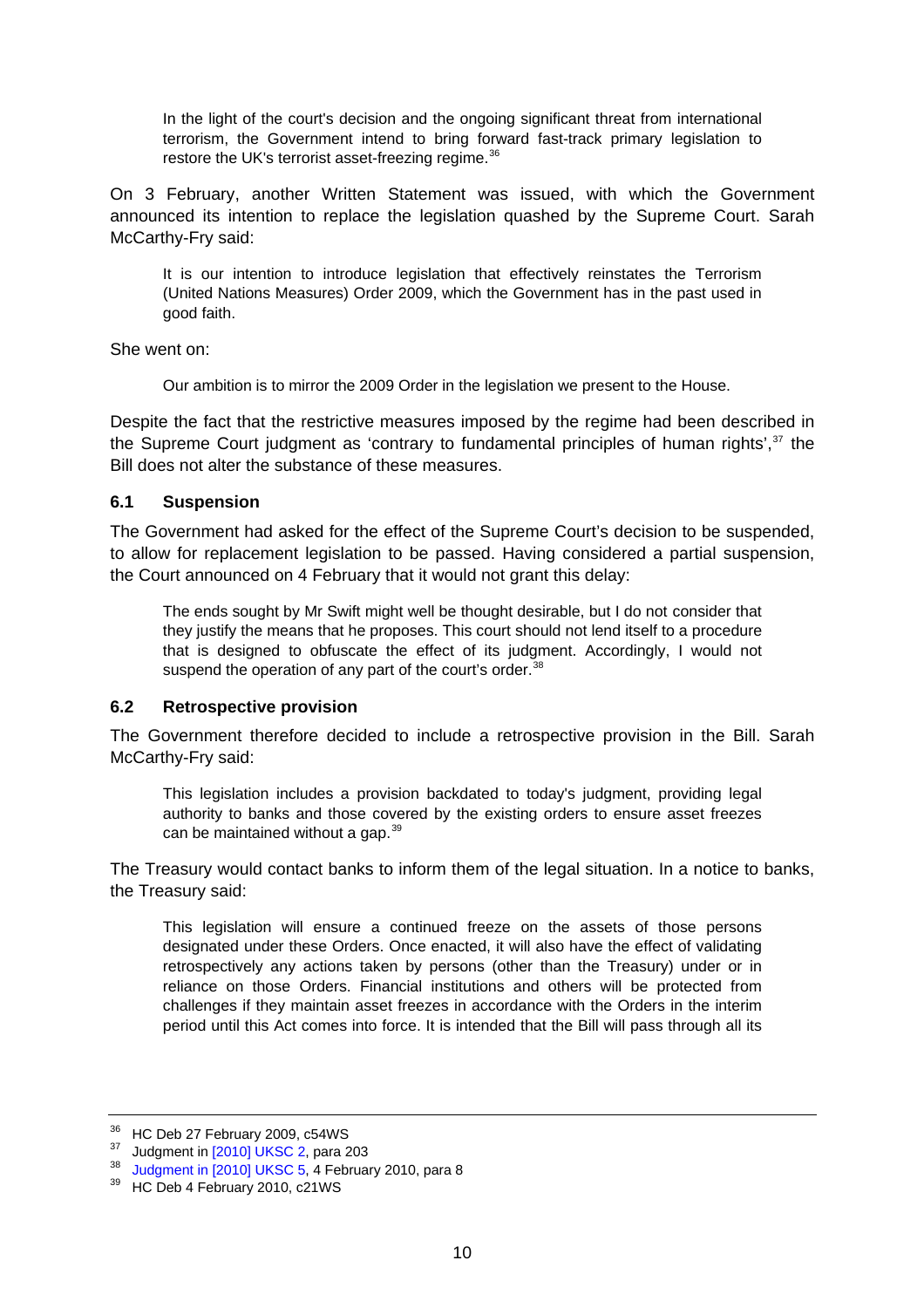> In the light of the court's decision and the ongoing significant threat from international terrorism, the Government intend to bring forward fast-track primary legislation to restore the UK's terrorist asset-freezing regime.[36]

On 3 February, another Written Statement was issued, with which the Government announced its intention to replace the legislation quashed by the Supreme Court. Sarah McCarthy-Fry said:

> It is our intention to introduce legislation that effectively reinstates the Terrorism (United Nations Measures) Order 2009, which the Government has in the past used in good faith.

She went on:

> Our ambition is to mirror the 2009 Order in the legislation we present to the House.

Despite the fact that the restrictive measures imposed by the regime had been described in the Supreme Court judgment as 'contrary to fundamental principles of human rights',[37] the Bill does not alter the substance of these measures.

### 6.1 Suspension

The Government had asked for the effect of the Supreme Court's decision to be suspended, to allow for replacement legislation to be passed. Having considered a partial suspension, the Court announced on 4 February that it would not grant this delay:

> The ends sought by Mr Swift might well be thought desirable, but I do not consider that they justify the means that he proposes. This court should not lend itself to a procedure that is designed to obfuscate the effect of its judgment. Accordingly, I would not suspend the operation of any part of the court's order.[38]

### 6.2 Retrospective provision

The Government therefore decided to include a retrospective provision in the Bill. Sarah McCarthy-Fry said:

> This legislation includes a provision backdated to today's judgment, providing legal authority to banks and those covered by the existing orders to ensure asset freezes can be maintained without a gap.[39]

The Treasury would contact banks to inform them of the legal situation. In a notice to banks, the Treasury said:

> This legislation will ensure a continued freeze on the assets of those persons designated under these Orders. Once enacted, it will also have the effect of validating retrospectively any actions taken by persons (other than the Treasury) under or in reliance on those Orders. Financial institutions and others will be protected from challenges if they maintain asset freezes in accordance with the Orders in the interim period until this Act comes into force. It is intended that the Bill will pass through all its

---

[36] HC Deb 27 February 2009, c54WS

[37] Judgment in [2010] UKSC 2, para 203

[38] Judgment in [2010] UKSC 5, 4 February 2010, para 8

[39] HC Deb 4 February 2010, c21WS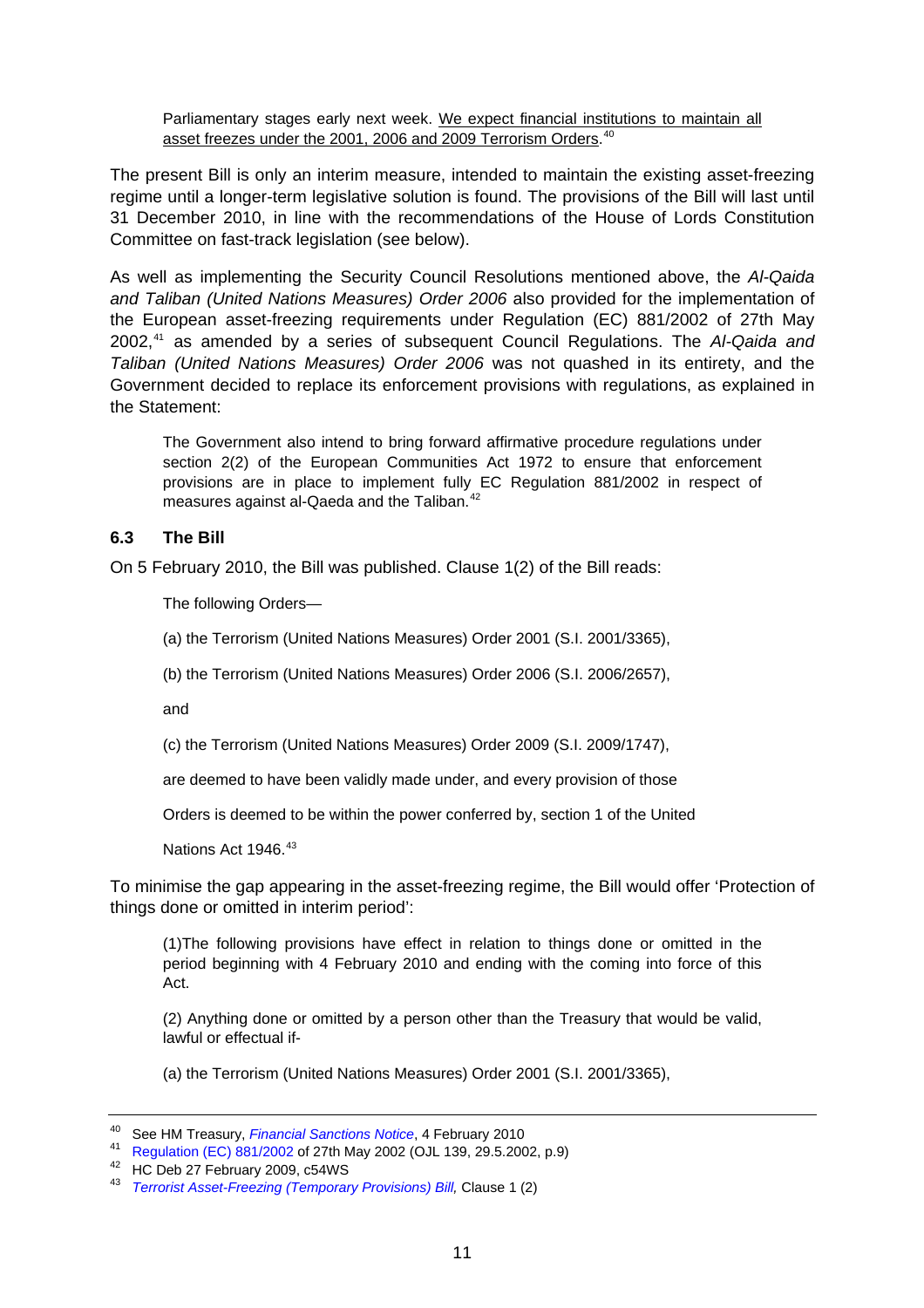> Parliamentary stages early next week. We expect financial institutions to maintain all asset freezes under the 2001, 2006 and 2009 Terrorism Orders.[40]

The present Bill is only an interim measure, intended to maintain the existing asset-freezing regime until a longer-term legislative solution is found. The provisions of the Bill will last until 31 December 2010, in line with the recommendations of the House of Lords Constitution Committee on fast-track legislation (see below).

As well as implementing the Security Council Resolutions mentioned above, the *Al-Qaida and Taliban (United Nations Measures) Order 2006* also provided for the implementation of the European asset-freezing requirements under Regulation (EC) 881/2002 of 27th May 2002,[41] as amended by a series of subsequent Council Regulations. The *Al-Qaida and Taliban (United Nations Measures) Order 2006* was not quashed in its entirety, and the Government decided to replace its enforcement provisions with regulations, as explained in the Statement:

> The Government also intend to bring forward affirmative procedure regulations under section 2(2) of the European Communities Act 1972 to ensure that enforcement provisions are in place to implement fully EC Regulation 881/2002 in respect of measures against al-Qaeda and the Taliban.[42]

### 6.3 The Bill

On 5 February 2010, the Bill was published. Clause 1(2) of the Bill reads:

> The following Orders—
>
> (a) the Terrorism (United Nations Measures) Order 2001 (S.I. 2001/3365),
>
> (b) the Terrorism (United Nations Measures) Order 2006 (S.I. 2006/2657),
>
> and
>
> (c) the Terrorism (United Nations Measures) Order 2009 (S.I. 2009/1747),
>
> are deemed to have been validly made under, and every provision of those Orders is deemed to be within the power conferred by, section 1 of the United Nations Act 1946.[43]

To minimise the gap appearing in the asset-freezing regime, the Bill would offer 'Protection of things done or omitted in interim period':

> (1)The following provisions have effect in relation to things done or omitted in the period beginning with 4 February 2010 and ending with the coming into force of this Act.
>
> (2) Anything done or omitted by a person other than the Treasury that would be valid, lawful or effectual if-
>
> (a) the Terrorism (United Nations Measures) Order 2001 (S.I. 2001/3365),

---

[40] See HM Treasury, *Financial Sanctions Notice*, 4 February 2010

[41] Regulation (EC) 881/2002 of 27th May 2002 (OJL 139, 29.5.2002, p.9)

[42] HC Deb 27 February 2009, c54WS

[43] *Terrorist Asset-Freezing (Temporary Provisions) Bill,* Clause 1 (2)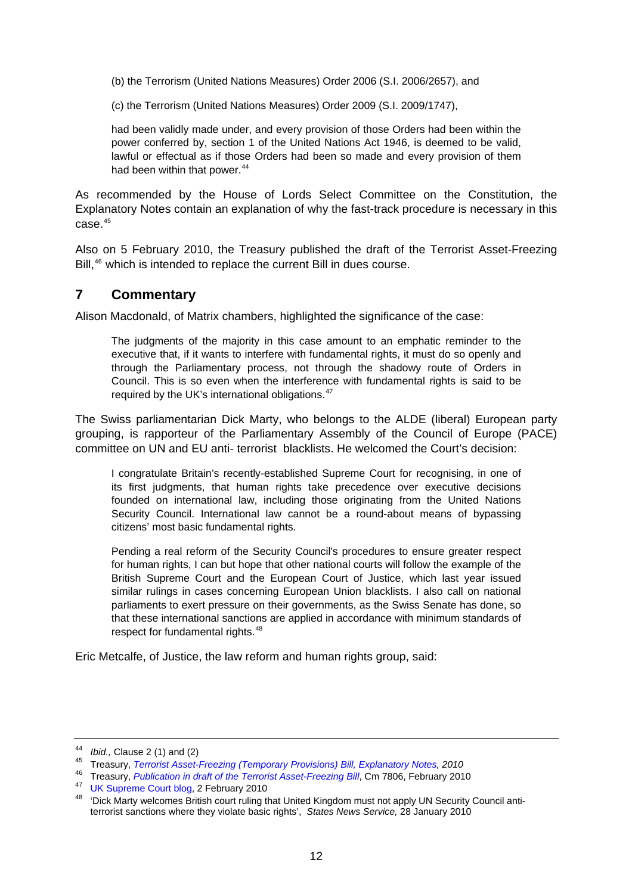(b) the Terrorism (United Nations Measures) Order 2006 (S.I. 2006/2657), and

(c) the Terrorism (United Nations Measures) Order 2009 (S.I. 2009/1747),

had been validly made under, and every provision of those Orders had been within the power conferred by, section 1 of the United Nations Act 1946, is deemed to be valid, lawful or effectual as if those Orders had been so made and every provision of them had been within that power.[44]

As recommended by the House of Lords Select Committee on the Constitution, the Explanatory Notes contain an explanation of why the fast-track procedure is necessary in this case.[45]

Also on 5 February 2010, the Treasury published the draft of the Terrorist Asset-Freezing Bill,[46] which is intended to replace the current Bill in dues course.

## 7 Commentary

Alison Macdonald, of Matrix chambers, highlighted the significance of the case:

> The judgments of the majority in this case amount to an emphatic reminder to the executive that, if it wants to interfere with fundamental rights, it must do so openly and through the Parliamentary process, not through the shadowy route of Orders in Council. This is so even when the interference with fundamental rights is said to be required by the UK's international obligations.[47]

The Swiss parliamentarian Dick Marty, who belongs to the ALDE (liberal) European party grouping, is rapporteur of the Parliamentary Assembly of the Council of Europe (PACE) committee on UN and EU anti- terrorist blacklists. He welcomed the Court's decision:

> I congratulate Britain's recently-established Supreme Court for recognising, in one of its first judgments, that human rights take precedence over executive decisions founded on international law, including those originating from the United Nations Security Council. International law cannot be a round-about means of bypassing citizens' most basic fundamental rights.
>
> Pending a real reform of the Security Council's procedures to ensure greater respect for human rights, I can but hope that other national courts will follow the example of the British Supreme Court and the European Court of Justice, which last year issued similar rulings in cases concerning European Union blacklists. I also call on national parliaments to exert pressure on their governments, as the Swiss Senate has done, so that these international sanctions are applied in accordance with minimum standards of respect for fundamental rights.[48]

Eric Metcalfe, of Justice, the law reform and human rights group, said:

---

[44] *Ibid.,* Clause 2 (1) and (2)

[45] Treasury, *Terrorist Asset-Freezing (Temporary Provisions) Bill, Explanatory Notes, 2010*

[46] Treasury, *Publication in draft of the Terrorist Asset-Freezing Bill*, Cm 7806, February 2010

[47] UK Supreme Court blog, 2 February 2010

[48] 'Dick Marty welcomes British court ruling that United Kingdom must not apply UN Security Council anti-terrorist sanctions where they violate basic rights', *States News Service,* 28 January 2010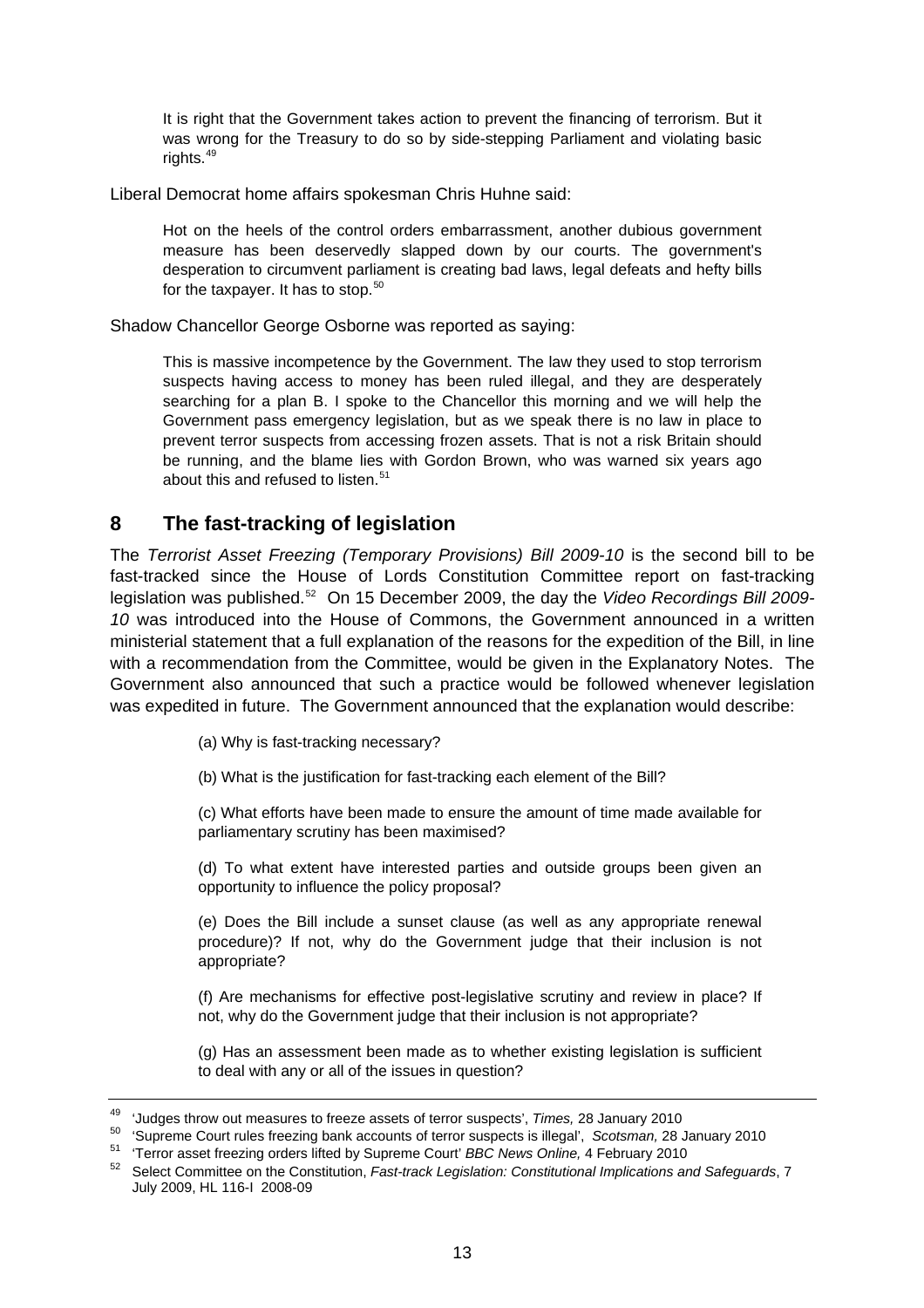> It is right that the Government takes action to prevent the financing of terrorism. But it was wrong for the Treasury to do so by side-stepping Parliament and violating basic rights.[49]

Liberal Democrat home affairs spokesman Chris Huhne said:

> Hot on the heels of the control orders embarrassment, another dubious government measure has been deservedly slapped down by our courts. The government's desperation to circumvent parliament is creating bad laws, legal defeats and hefty bills for the taxpayer. It has to stop.[50]

Shadow Chancellor George Osborne was reported as saying:

> This is massive incompetence by the Government. The law they used to stop terrorism suspects having access to money has been ruled illegal, and they are desperately searching for a plan B. I spoke to the Chancellor this morning and we will help the Government pass emergency legislation, but as we speak there is no law in place to prevent terror suspects from accessing frozen assets. That is not a risk Britain should be running, and the blame lies with Gordon Brown, who was warned six years ago about this and refused to listen.[51]

## 8 The fast-tracking of legislation

The *Terrorist Asset Freezing (Temporary Provisions) Bill 2009-10* is the second bill to be fast-tracked since the House of Lords Constitution Committee report on fast-tracking legislation was published.[52] On 15 December 2009, the day the *Video Recordings Bill 2009-10* was introduced into the House of Commons, the Government announced in a written ministerial statement that a full explanation of the reasons for the expedition of the Bill, in line with a recommendation from the Committee, would be given in the Explanatory Notes. The Government also announced that such a practice would be followed whenever legislation was expedited in future. The Government announced that the explanation would describe:

> (a) Why is fast-tracking necessary?
>
> (b) What is the justification for fast-tracking each element of the Bill?
>
> (c) What efforts have been made to ensure the amount of time made available for parliamentary scrutiny has been maximised?
>
> (d) To what extent have interested parties and outside groups been given an opportunity to influence the policy proposal?
>
> (e) Does the Bill include a sunset clause (as well as any appropriate renewal procedure)? If not, why do the Government judge that their inclusion is not appropriate?
>
> (f) Are mechanisms for effective post-legislative scrutiny and review in place? If not, why do the Government judge that their inclusion is not appropriate?
>
> (g) Has an assessment been made as to whether existing legislation is sufficient to deal with any or all of the issues in question?

---

[49] 'Judges throw out measures to freeze assets of terror suspects', *Times,* 28 January 2010

[50] 'Supreme Court rules freezing bank accounts of terror suspects is illegal', *Scotsman,* 28 January 2010

[51] 'Terror asset freezing orders lifted by Supreme Court' *BBC News Online,* 4 February 2010

[52] Select Committee on the Constitution, *Fast-track Legislation: Constitutional Implications and Safeguards*, 7 July 2009, HL 116-I 2008-09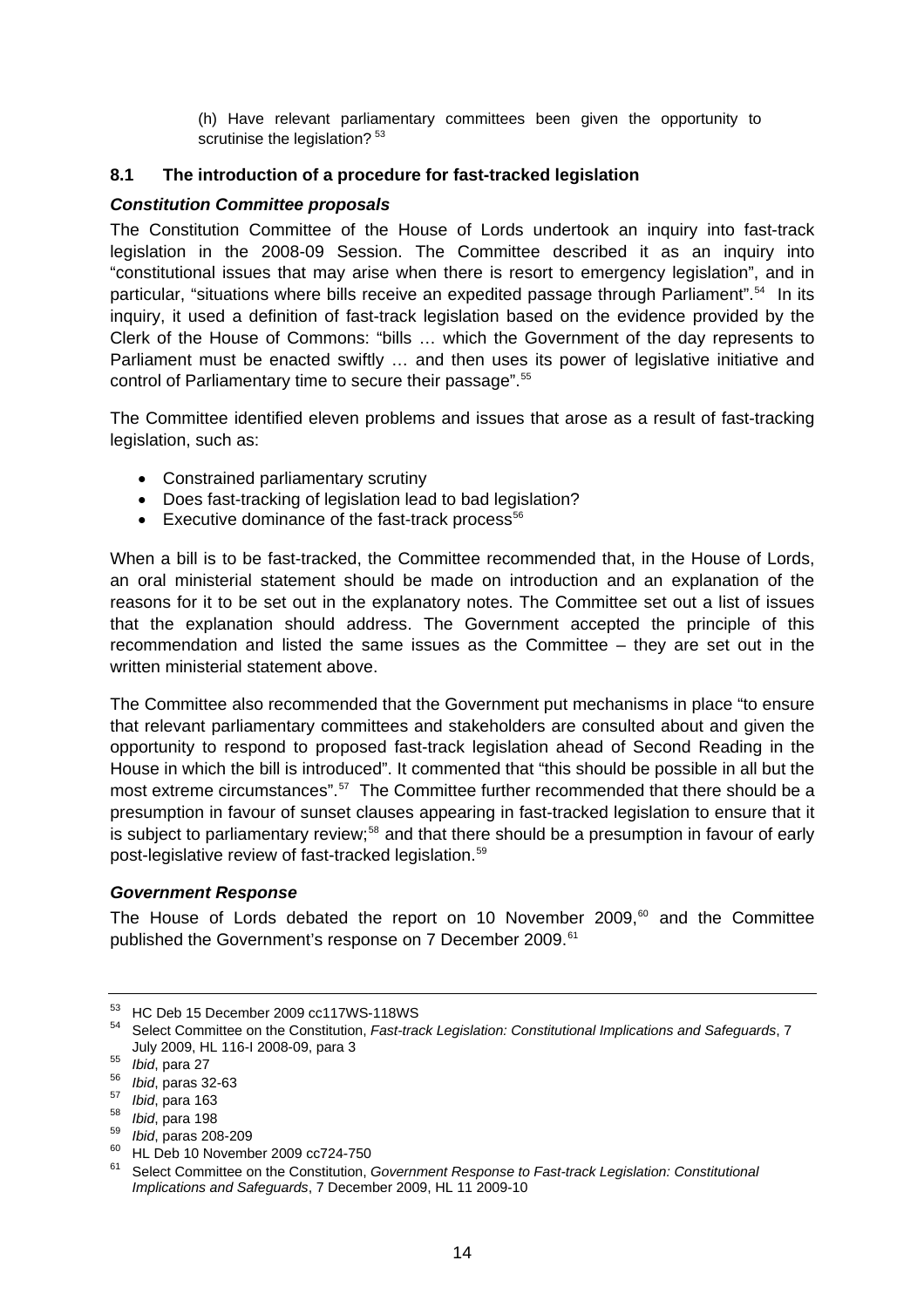(h) Have relevant parliamentary committees been given the opportunity to scrutinise the legislation? [53]

### 8.1 The introduction of a procedure for fast-tracked legislation

#### *Constitution Committee proposals*

The Constitution Committee of the House of Lords undertook an inquiry into fast-track legislation in the 2008-09 Session. The Committee described it as an inquiry into "constitutional issues that may arise when there is resort to emergency legislation", and in particular, "situations where bills receive an expedited passage through Parliament".[54] In its inquiry, it used a definition of fast-track legislation based on the evidence provided by the Clerk of the House of Commons: "bills … which the Government of the day represents to Parliament must be enacted swiftly … and then uses its power of legislative initiative and control of Parliamentary time to secure their passage".[55]

The Committee identified eleven problems and issues that arose as a result of fast-tracking legislation, such as:

- Constrained parliamentary scrutiny
- Does fast-tracking of legislation lead to bad legislation?
- Executive dominance of the fast-track process[56]

When a bill is to be fast-tracked, the Committee recommended that, in the House of Lords, an oral ministerial statement should be made on introduction and an explanation of the reasons for it to be set out in the explanatory notes. The Committee set out a list of issues that the explanation should address. The Government accepted the principle of this recommendation and listed the same issues as the Committee – they are set out in the written ministerial statement above.

The Committee also recommended that the Government put mechanisms in place "to ensure that relevant parliamentary committees and stakeholders are consulted about and given the opportunity to respond to proposed fast-track legislation ahead of Second Reading in the House in which the bill is introduced". It commented that "this should be possible in all but the most extreme circumstances".[57] The Committee further recommended that there should be a presumption in favour of sunset clauses appearing in fast-tracked legislation to ensure that it is subject to parliamentary review;[58] and that there should be a presumption in favour of early post-legislative review of fast-tracked legislation.[59]

#### *Government Response*

The House of Lords debated the report on 10 November 2009,[60] and the Committee published the Government's response on 7 December 2009.[61]

---

[53] HC Deb 15 December 2009 cc117WS-118WS

[54] Select Committee on the Constitution, *Fast-track Legislation: Constitutional Implications and Safeguards*, 7 July 2009, HL 116-I 2008-09, para 3

[55] *Ibid*, para 27

[56] *Ibid*, paras 32-63

[57] *Ibid*, para 163

[58] *Ibid*, para 198

[59] *Ibid*, paras 208-209

[60] HL Deb 10 November 2009 cc724-750

[61] Select Committee on the Constitution, *Government Response to Fast-track Legislation: Constitutional Implications and Safeguards*, 7 December 2009, HL 11 2009-10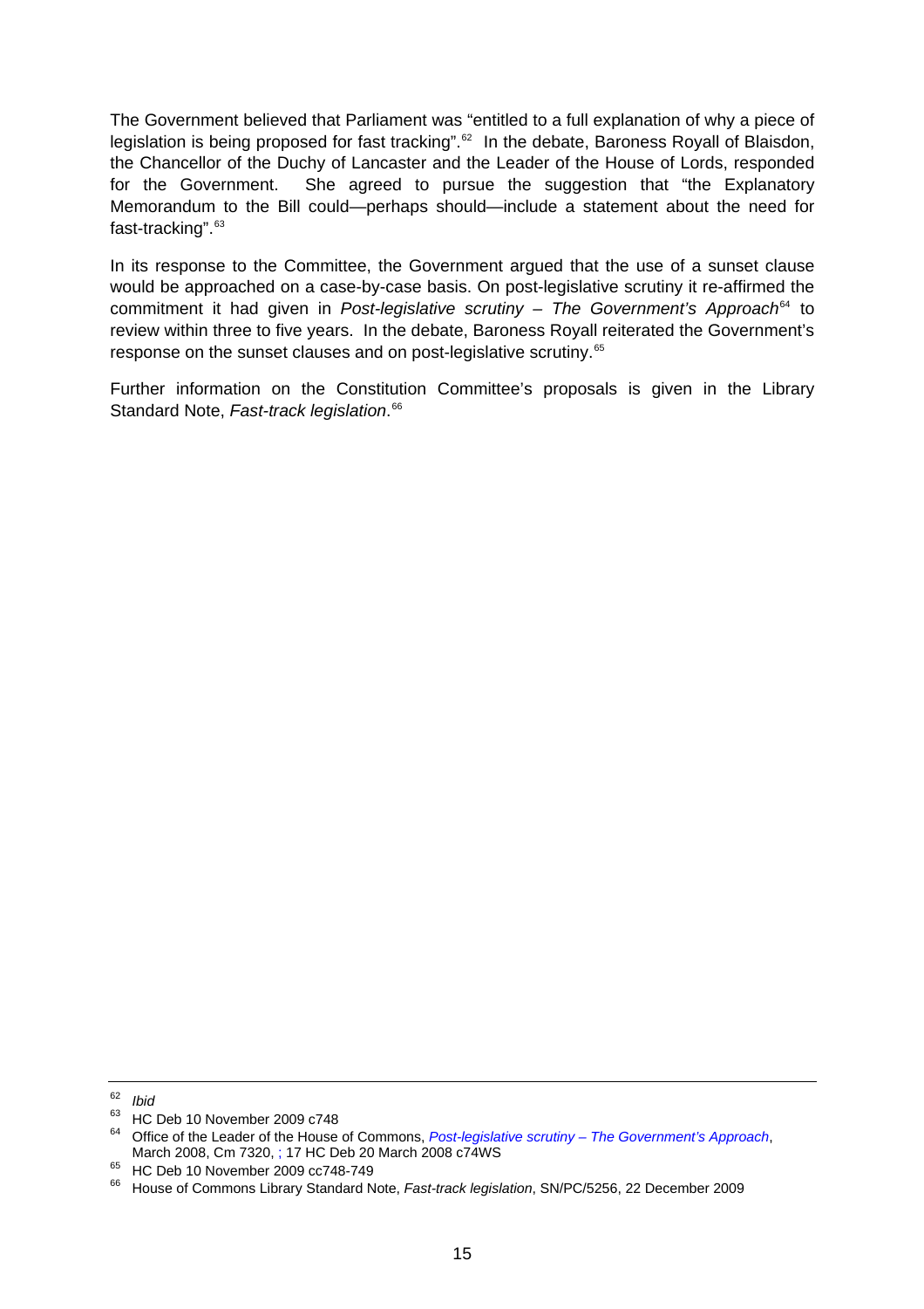The Government believed that Parliament was "entitled to a full explanation of why a piece of legislation is being proposed for fast tracking".[62] In the debate, Baroness Royall of Blaisdon, the Chancellor of the Duchy of Lancaster and the Leader of the House of Lords, responded for the Government. She agreed to pursue the suggestion that "the Explanatory Memorandum to the Bill could—perhaps should—include a statement about the need for fast-tracking".[63]

In its response to the Committee, the Government argued that the use of a sunset clause would be approached on a case-by-case basis. On post-legislative scrutiny it re-affirmed the commitment it had given in *Post-legislative scrutiny – The Government's Approach*[64] to review within three to five years. In the debate, Baroness Royall reiterated the Government's response on the sunset clauses and on post-legislative scrutiny.[65]

Further information on the Constitution Committee's proposals is given in the Library Standard Note, *Fast-track legislation*.[66]

---

[62] *Ibid*

[63] HC Deb 10 November 2009 c748

[64] Office of the Leader of the House of Commons, *Post-legislative scrutiny – The Government's Approach*, March 2008, Cm 7320, ; 17 HC Deb 20 March 2008 c74WS

[65] HC Deb 10 November 2009 cc748-749

[66] House of Commons Library Standard Note, *Fast-track legislation*, SN/PC/5256, 22 December 2009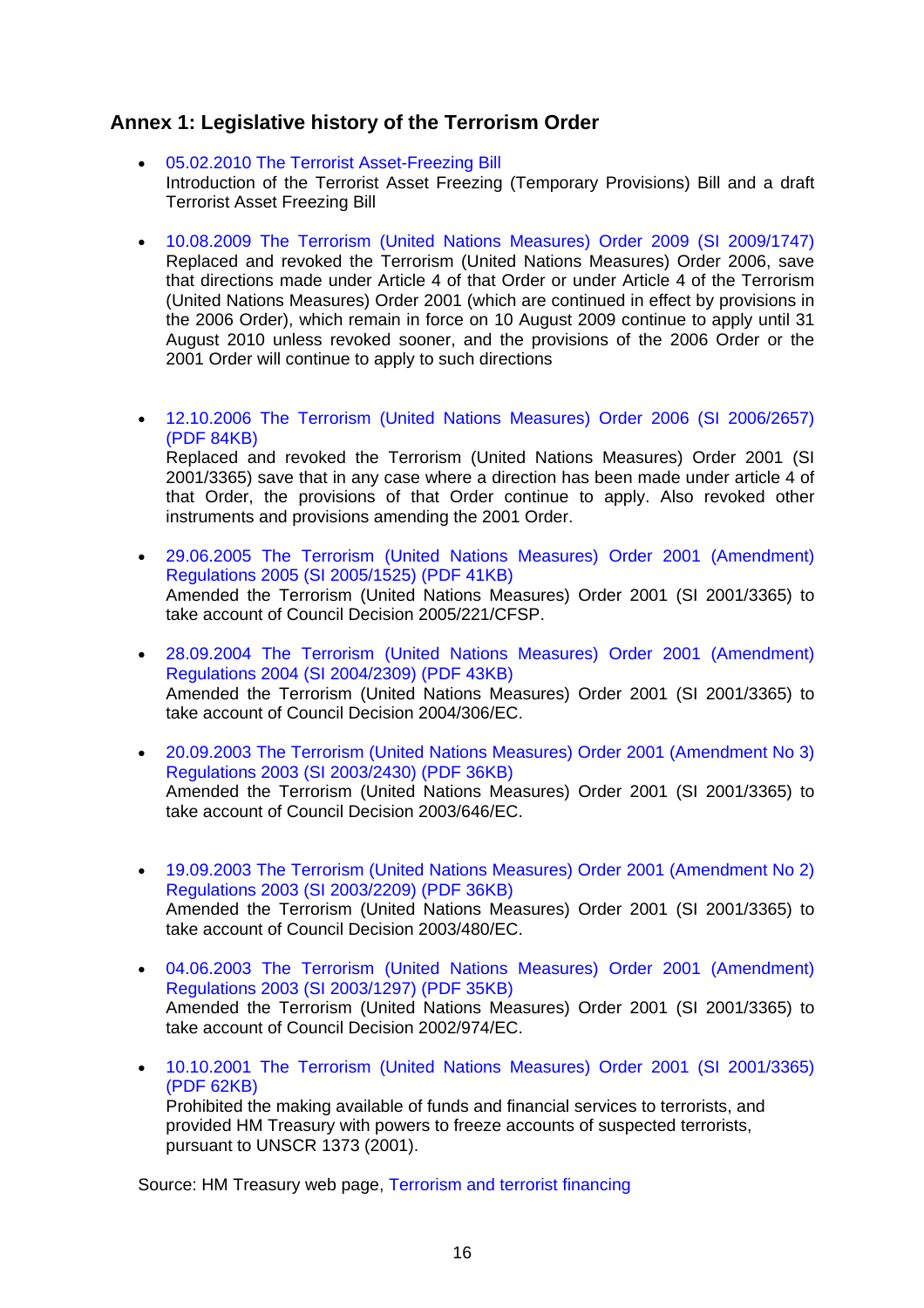## Annex 1: Legislative history of the Terrorism Order

- 05.02.2010 The Terrorist Asset-Freezing Bill
  Introduction of the Terrorist Asset Freezing (Temporary Provisions) Bill and a draft Terrorist Asset Freezing Bill

- 10.08.2009 The Terrorism (United Nations Measures) Order 2009 (SI 2009/1747)
  Replaced and revoked the Terrorism (United Nations Measures) Order 2006, save that directions made under Article 4 of that Order or under Article 4 of the Terrorism (United Nations Measures) Order 2001 (which are continued in effect by provisions in the 2006 Order), which remain in force on 10 August 2009 continue to apply until 31 August 2010 unless revoked sooner, and the provisions of the 2006 Order or the 2001 Order will continue to apply to such directions

- 12.10.2006 The Terrorism (United Nations Measures) Order 2006 (SI 2006/2657) (PDF 84KB)
  Replaced and revoked the Terrorism (United Nations Measures) Order 2001 (SI 2001/3365) save that in any case where a direction has been made under article 4 of that Order, the provisions of that Order continue to apply. Also revoked other instruments and provisions amending the 2001 Order.

- 29.06.2005 The Terrorism (United Nations Measures) Order 2001 (Amendment) Regulations 2005 (SI 2005/1525) (PDF 41KB)
  Amended the Terrorism (United Nations Measures) Order 2001 (SI 2001/3365) to take account of Council Decision 2005/221/CFSP.

- 28.09.2004 The Terrorism (United Nations Measures) Order 2001 (Amendment) Regulations 2004 (SI 2004/2309) (PDF 43KB)
  Amended the Terrorism (United Nations Measures) Order 2001 (SI 2001/3365) to take account of Council Decision 2004/306/EC.

- 20.09.2003 The Terrorism (United Nations Measures) Order 2001 (Amendment No 3) Regulations 2003 (SI 2003/2430) (PDF 36KB)
  Amended the Terrorism (United Nations Measures) Order 2001 (SI 2001/3365) to take account of Council Decision 2003/646/EC.

- 19.09.2003 The Terrorism (United Nations Measures) Order 2001 (Amendment No 2) Regulations 2003 (SI 2003/2209) (PDF 36KB)
  Amended the Terrorism (United Nations Measures) Order 2001 (SI 2001/3365) to take account of Council Decision 2003/480/EC.

- 04.06.2003 The Terrorism (United Nations Measures) Order 2001 (Amendment) Regulations 2003 (SI 2003/1297) (PDF 35KB)
  Amended the Terrorism (United Nations Measures) Order 2001 (SI 2001/3365) to take account of Council Decision 2002/974/EC.

- 10.10.2001 The Terrorism (United Nations Measures) Order 2001 (SI 2001/3365) (PDF 62KB)
  Prohibited the making available of funds and financial services to terrorists, and provided HM Treasury with powers to freeze accounts of suspected terrorists, pursuant to UNSCR 1373 (2001).

Source: HM Treasury web page, Terrorism and terrorist financing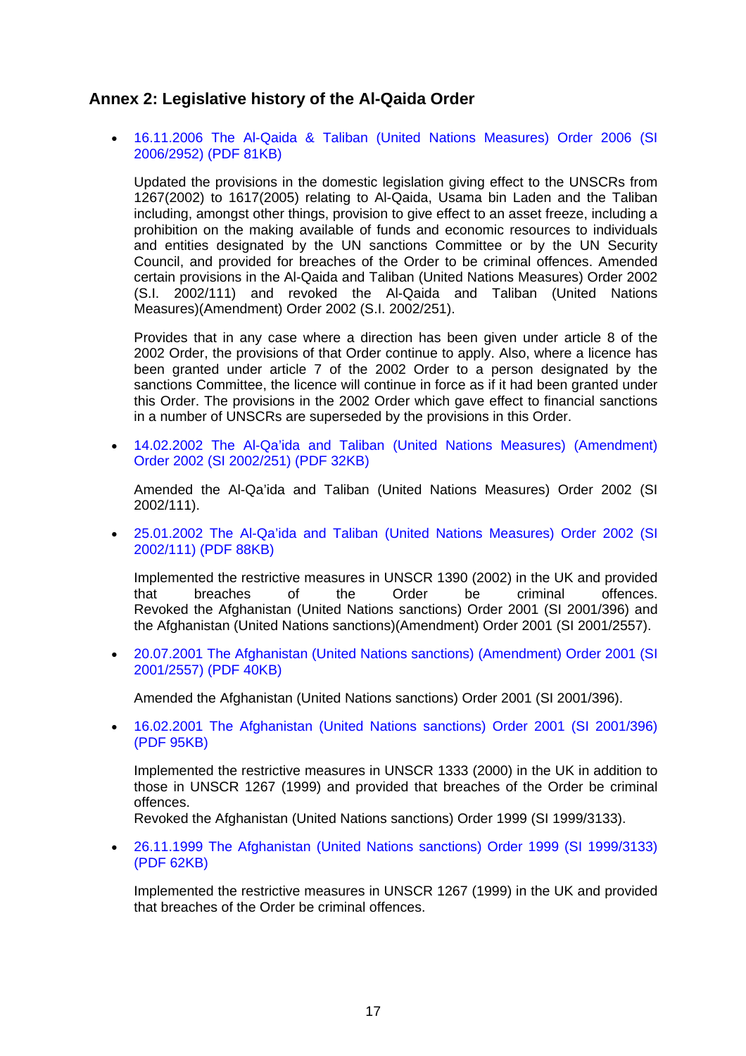## Annex 2: Legislative history of the Al-Qaida Order

- 16.11.2006 The Al-Qaida & Taliban (United Nations Measures) Order 2006 (SI 2006/2952) (PDF 81KB)

  Updated the provisions in the domestic legislation giving effect to the UNSCRs from 1267(2002) to 1617(2005) relating to Al-Qaida, Usama bin Laden and the Taliban including, amongst other things, provision to give effect to an asset freeze, including a prohibition on the making available of funds and economic resources to individuals and entities designated by the UN sanctions Committee or by the UN Security Council, and provided for breaches of the Order to be criminal offences. Amended certain provisions in the Al-Qaida and Taliban (United Nations Measures) Order 2002 (S.I. 2002/111) and revoked the Al-Qaida and Taliban (United Nations Measures)(Amendment) Order 2002 (S.I. 2002/251).

  Provides that in any case where a direction has been given under article 8 of the 2002 Order, the provisions of that Order continue to apply. Also, where a licence has been granted under article 7 of the 2002 Order to a person designated by the sanctions Committee, the licence will continue in force as if it had been granted under this Order. The provisions in the 2002 Order which gave effect to financial sanctions in a number of UNSCRs are superseded by the provisions in this Order.

- 14.02.2002 The Al-Qa'ida and Taliban (United Nations Measures) (Amendment) Order 2002 (SI 2002/251) (PDF 32KB)

  Amended the Al-Qa'ida and Taliban (United Nations Measures) Order 2002 (SI 2002/111).

- 25.01.2002 The Al-Qa'ida and Taliban (United Nations Measures) Order 2002 (SI 2002/111) (PDF 88KB)

  Implemented the restrictive measures in UNSCR 1390 (2002) in the UK and provided that breaches of the Order be criminal offences. Revoked the Afghanistan (United Nations sanctions) Order 2001 (SI 2001/396) and the Afghanistan (United Nations sanctions)(Amendment) Order 2001 (SI 2001/2557).

- 20.07.2001 The Afghanistan (United Nations sanctions) (Amendment) Order 2001 (SI 2001/2557) (PDF 40KB)

  Amended the Afghanistan (United Nations sanctions) Order 2001 (SI 2001/396).

- 16.02.2001 The Afghanistan (United Nations sanctions) Order 2001 (SI 2001/396) (PDF 95KB)

  Implemented the restrictive measures in UNSCR 1333 (2000) in the UK in addition to those in UNSCR 1267 (1999) and provided that breaches of the Order be criminal offences.
  Revoked the Afghanistan (United Nations sanctions) Order 1999 (SI 1999/3133).

- 26.11.1999 The Afghanistan (United Nations sanctions) Order 1999 (SI 1999/3133) (PDF 62KB)

  Implemented the restrictive measures in UNSCR 1267 (1999) in the UK and provided that breaches of the Order be criminal offences.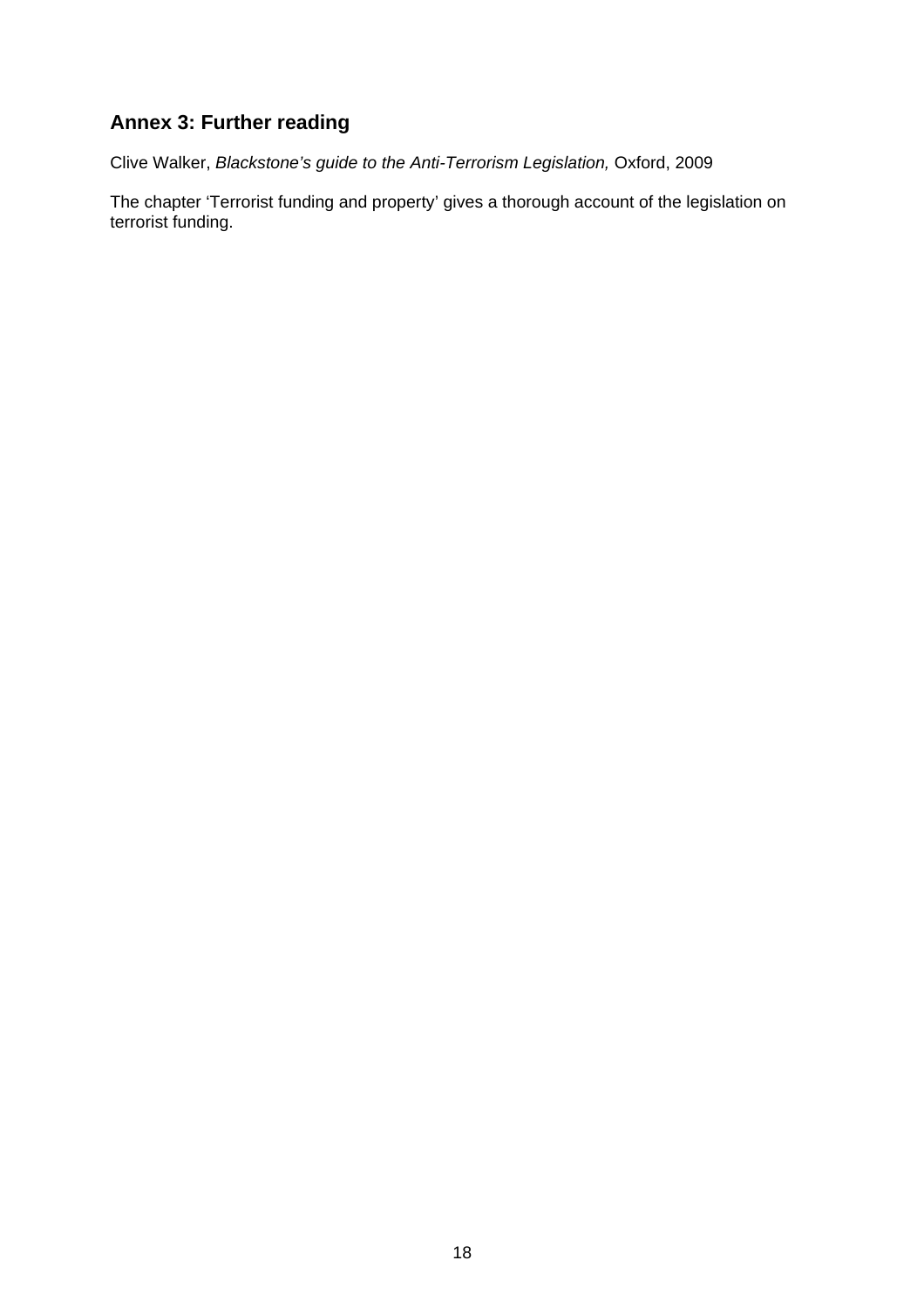## Annex 3: Further reading

Clive Walker, *Blackstone's guide to the Anti-Terrorism Legislation,* Oxford, 2009

The chapter 'Terrorist funding and property' gives a thorough account of the legislation on terrorist funding.